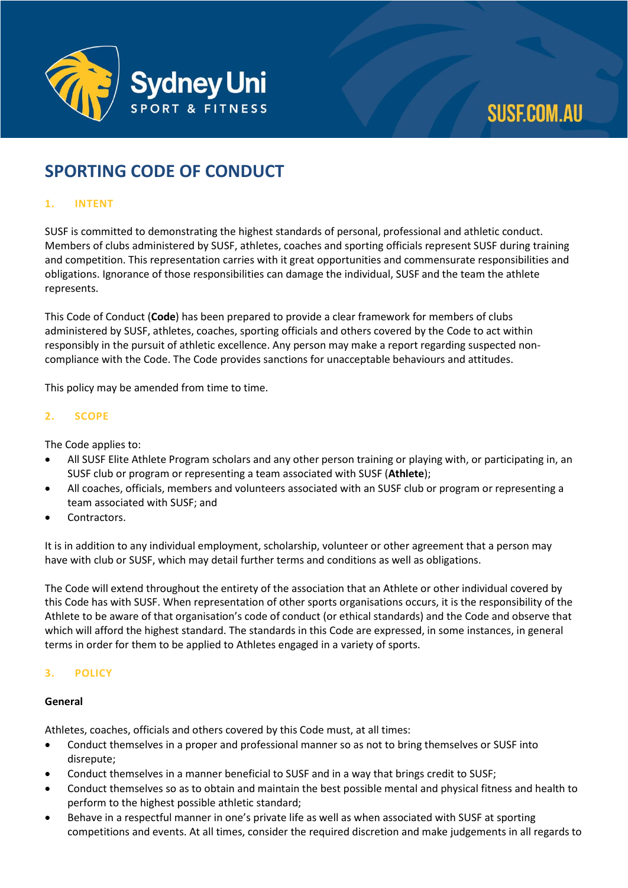# SPORTING CODE OF CONDUCT

## 1. INTENT

SUSF is committed to demonstrating the highest standards of personal, professional and athletic conduct. Members of clubs administered by SUSF, athletes, coaches and sporting officials represent SUSF during training and competition. This representation carries with it great opportunities and commensurate responsibilities and obligations. Ignorance of those responsibilities can damage the individual, SUSF and the team the athlete represents.

This Code of Conduct (**Code**) has been prepared to provide a clear framework for members of clubs administered by SUSF, athletes, coaches, sporting officials and others covered by the Code to act within responsibly in the pursuit of athletic excellence. Any person may make a report regarding suspected non-compliance with the Code. The Code provides sanctions for unacceptable behaviours and attitudes.

This policy may be amended from time to time.

## 2. SCOPE

The Code applies to:

- All SUSF Elite Athlete Program scholars and any other person training or playing with, or participating in, an SUSF club or program or representing a team associated with SUSF (**Athlete**);
- All coaches, officials, members and volunteers associated with an SUSF club or program or representing a team associated with SUSF; and
- Contractors.

It is in addition to any individual employment, scholarship, volunteer or other agreement that a person may have with club or SUSF, which may detail further terms and conditions as well as obligations.

The Code will extend throughout the entirety of the association that an Athlete or other individual covered by this Code has with SUSF. When representation of other sports organisations occurs, it is the responsibility of the Athlete to be aware of that organisation's code of conduct (or ethical standards) and the Code and observe that which will afford the highest standard. The standards in this Code are expressed, in some instances, in general terms in order for them to be applied to Athletes engaged in a variety of sports.

## 3. POLICY

### General

Athletes, coaches, officials and others covered by this Code must, at all times:

- Conduct themselves in a proper and professional manner so as not to bring themselves or SUSF into disrepute;
- Conduct themselves in a manner beneficial to SUSF and in a way that brings credit to SUSF;
- Conduct themselves so as to obtain and maintain the best possible mental and physical fitness and health to perform to the highest possible athletic standard;
- Behave in a respectful manner in one's private life as well as when associated with SUSF at sporting competitions and events. At all times, consider the required discretion and make judgements in all regards to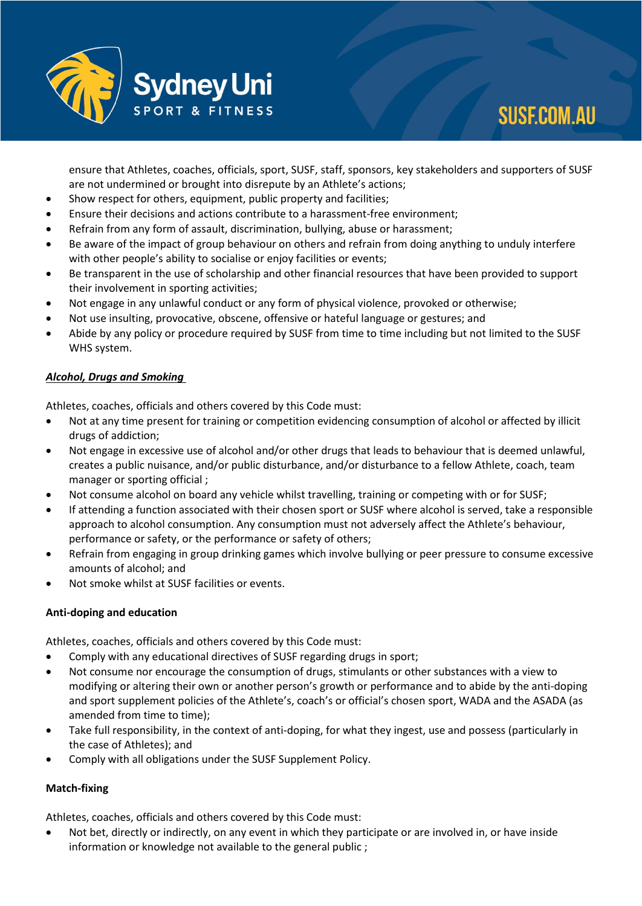ensure that Athletes, coaches, officials, sport, SUSF, staff, sponsors, key stakeholders and supporters of SUSF are not undermined or brought into disrepute by an Athlete's actions;

- Show respect for others, equipment, public property and facilities;
- Ensure their decisions and actions contribute to a harassment-free environment;
- Refrain from any form of assault, discrimination, bullying, abuse or harassment;
- Be aware of the impact of group behaviour on others and refrain from doing anything to unduly interfere with other people's ability to socialise or enjoy facilities or events;
- Be transparent in the use of scholarship and other financial resources that have been provided to support their involvement in sporting activities;
- Not engage in any unlawful conduct or any form of physical violence, provoked or otherwise;
- Not use insulting, provocative, obscene, offensive or hateful language or gestures; and
- Abide by any policy or procedure required by SUSF from time to time including but not limited to the SUSF WHS system.

***Alcohol, Drugs and Smoking***

Athletes, coaches, officials and others covered by this Code must:

- Not at any time present for training or competition evidencing consumption of alcohol or affected by illicit drugs of addiction;
- Not engage in excessive use of alcohol and/or other drugs that leads to behaviour that is deemed unlawful, creates a public nuisance, and/or public disturbance, and/or disturbance to a fellow Athlete, coach, team manager or sporting official ;
- Not consume alcohol on board any vehicle whilst travelling, training or competing with or for SUSF;
- If attending a function associated with their chosen sport or SUSF where alcohol is served, take a responsible approach to alcohol consumption. Any consumption must not adversely affect the Athlete's behaviour, performance or safety, or the performance or safety of others;
- Refrain from engaging in group drinking games which involve bullying or peer pressure to consume excessive amounts of alcohol; and
- Not smoke whilst at SUSF facilities or events.

**Anti-doping and education**

Athletes, coaches, officials and others covered by this Code must:

- Comply with any educational directives of SUSF regarding drugs in sport;
- Not consume nor encourage the consumption of drugs, stimulants or other substances with a view to modifying or altering their own or another person's growth or performance and to abide by the anti-doping and sport supplement policies of the Athlete's, coach's or official's chosen sport, WADA and the ASADA (as amended from time to time);
- Take full responsibility, in the context of anti-doping, for what they ingest, use and possess (particularly in the case of Athletes); and
- Comply with all obligations under the SUSF Supplement Policy.

**Match-fixing**

Athletes, coaches, officials and others covered by this Code must:

- Not bet, directly or indirectly, on any event in which they participate or are involved in, or have inside information or knowledge not available to the general public ;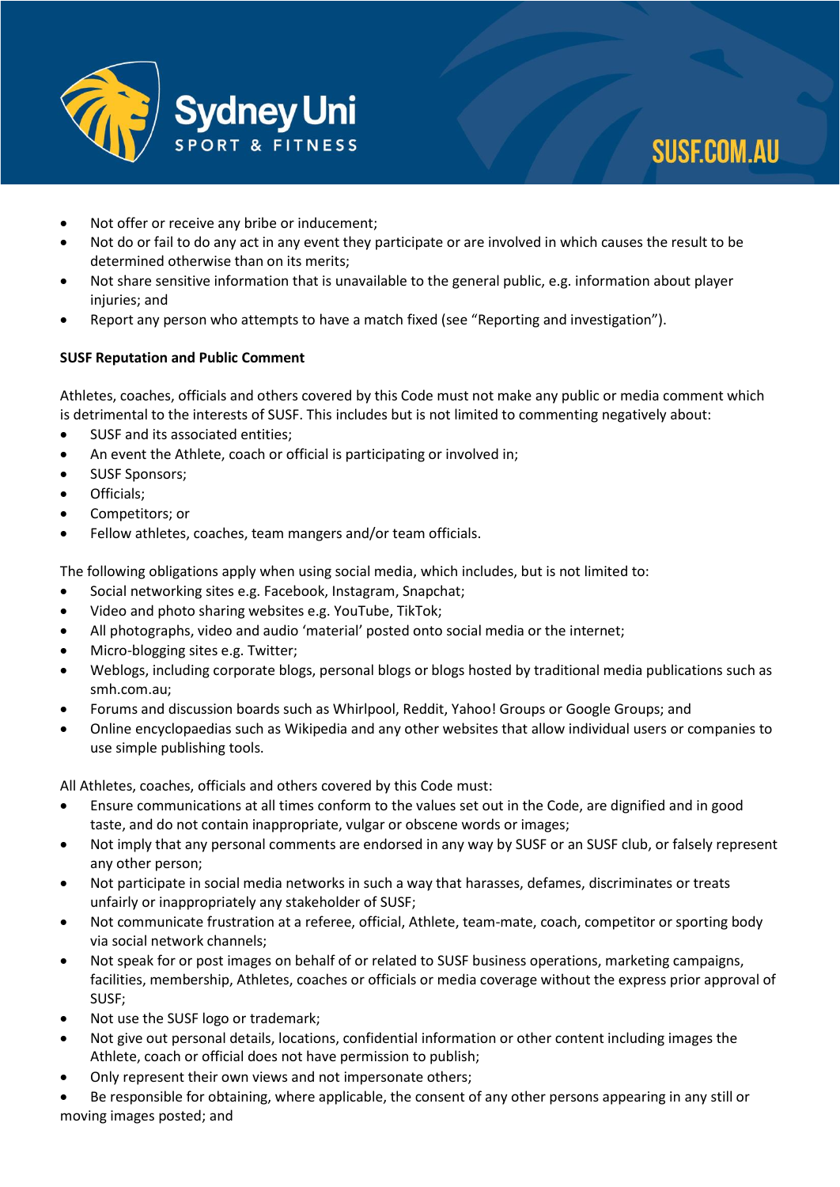- Not offer or receive any bribe or inducement;
- Not do or fail to do any act in any event they participate or are involved in which causes the result to be determined otherwise than on its merits;
- Not share sensitive information that is unavailable to the general public, e.g. information about player injuries; and
- Report any person who attempts to have a match fixed (see "Reporting and investigation").

**SUSF Reputation and Public Comment**

Athletes, coaches, officials and others covered by this Code must not make any public or media comment which is detrimental to the interests of SUSF. This includes but is not limited to commenting negatively about:

- SUSF and its associated entities;
- An event the Athlete, coach or official is participating or involved in;
- SUSF Sponsors;
- Officials;
- Competitors; or
- Fellow athletes, coaches, team mangers and/or team officials.

The following obligations apply when using social media, which includes, but is not limited to:

- Social networking sites e.g. Facebook, Instagram, Snapchat;
- Video and photo sharing websites e.g. YouTube, TikTok;
- All photographs, video and audio 'material' posted onto social media or the internet;
- Micro-blogging sites e.g. Twitter;
- Weblogs, including corporate blogs, personal blogs or blogs hosted by traditional media publications such as smh.com.au;
- Forums and discussion boards such as Whirlpool, Reddit, Yahoo! Groups or Google Groups; and
- Online encyclopaedias such as Wikipedia and any other websites that allow individual users or companies to use simple publishing tools.

All Athletes, coaches, officials and others covered by this Code must:

- Ensure communications at all times conform to the values set out in the Code, are dignified and in good taste, and do not contain inappropriate, vulgar or obscene words or images;
- Not imply that any personal comments are endorsed in any way by SUSF or an SUSF club, or falsely represent any other person;
- Not participate in social media networks in such a way that harasses, defames, discriminates or treats unfairly or inappropriately any stakeholder of SUSF;
- Not communicate frustration at a referee, official, Athlete, team-mate, coach, competitor or sporting body via social network channels;
- Not speak for or post images on behalf of or related to SUSF business operations, marketing campaigns, facilities, membership, Athletes, coaches or officials or media coverage without the express prior approval of SUSF;
- Not use the SUSF logo or trademark;
- Not give out personal details, locations, confidential information or other content including images the Athlete, coach or official does not have permission to publish;
- Only represent their own views and not impersonate others;
- Be responsible for obtaining, where applicable, the consent of any other persons appearing in any still or moving images posted; and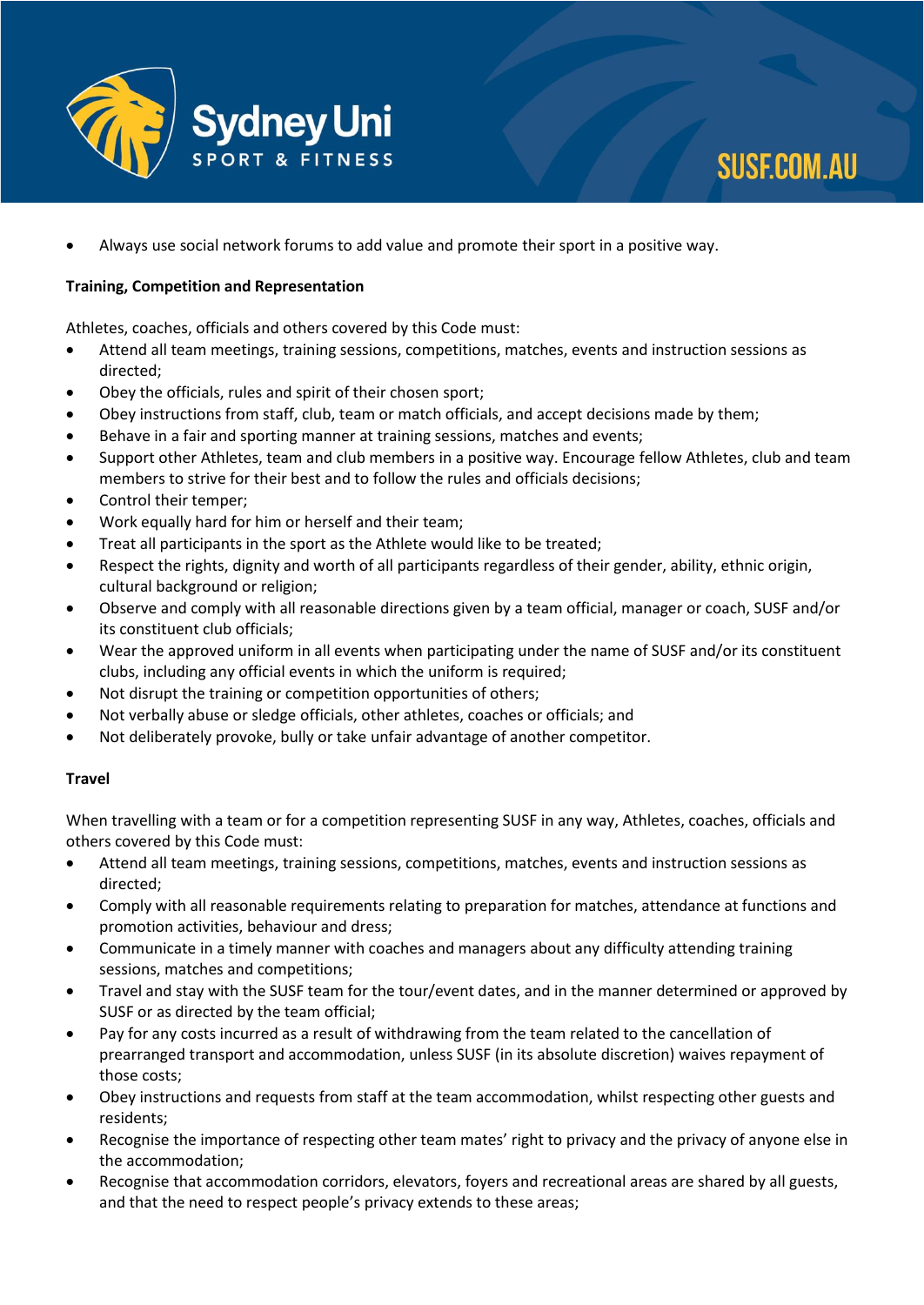- Always use social network forums to add value and promote their sport in a positive way.

**Training, Competition and Representation**

Athletes, coaches, officials and others covered by this Code must:

- Attend all team meetings, training sessions, competitions, matches, events and instruction sessions as directed;
- Obey the officials, rules and spirit of their chosen sport;
- Obey instructions from staff, club, team or match officials, and accept decisions made by them;
- Behave in a fair and sporting manner at training sessions, matches and events;
- Support other Athletes, team and club members in a positive way. Encourage fellow Athletes, club and team members to strive for their best and to follow the rules and officials decisions;
- Control their temper;
- Work equally hard for him or herself and their team;
- Treat all participants in the sport as the Athlete would like to be treated;
- Respect the rights, dignity and worth of all participants regardless of their gender, ability, ethnic origin, cultural background or religion;
- Observe and comply with all reasonable directions given by a team official, manager or coach, SUSF and/or its constituent club officials;
- Wear the approved uniform in all events when participating under the name of SUSF and/or its constituent clubs, including any official events in which the uniform is required;
- Not disrupt the training or competition opportunities of others;
- Not verbally abuse or sledge officials, other athletes, coaches or officials; and
- Not deliberately provoke, bully or take unfair advantage of another competitor.

**Travel**

When travelling with a team or for a competition representing SUSF in any way, Athletes, coaches, officials and others covered by this Code must:

- Attend all team meetings, training sessions, competitions, matches, events and instruction sessions as directed;
- Comply with all reasonable requirements relating to preparation for matches, attendance at functions and promotion activities, behaviour and dress;
- Communicate in a timely manner with coaches and managers about any difficulty attending training sessions, matches and competitions;
- Travel and stay with the SUSF team for the tour/event dates, and in the manner determined or approved by SUSF or as directed by the team official;
- Pay for any costs incurred as a result of withdrawing from the team related to the cancellation of prearranged transport and accommodation, unless SUSF (in its absolute discretion) waives repayment of those costs;
- Obey instructions and requests from staff at the team accommodation, whilst respecting other guests and residents;
- Recognise the importance of respecting other team mates' right to privacy and the privacy of anyone else in the accommodation;
- Recognise that accommodation corridors, elevators, foyers and recreational areas are shared by all guests, and that the need to respect people's privacy extends to these areas;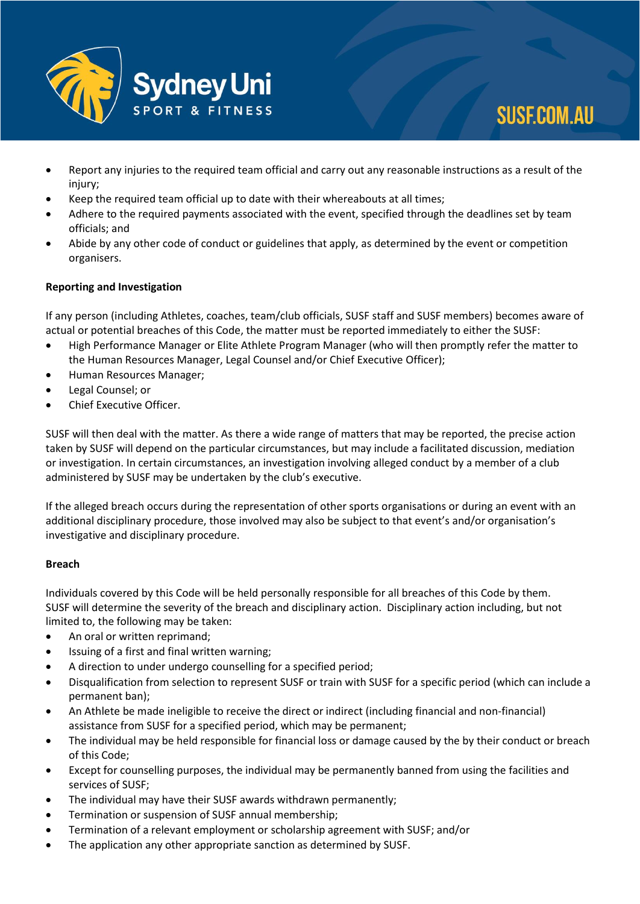- Report any injuries to the required team official and carry out any reasonable instructions as a result of the injury;
- Keep the required team official up to date with their whereabouts at all times;
- Adhere to the required payments associated with the event, specified through the deadlines set by team officials; and
- Abide by any other code of conduct or guidelines that apply, as determined by the event or competition organisers.

**Reporting and Investigation**

If any person (including Athletes, coaches, team/club officials, SUSF staff and SUSF members) becomes aware of actual or potential breaches of this Code, the matter must be reported immediately to either the SUSF:

- High Performance Manager or Elite Athlete Program Manager (who will then promptly refer the matter to the Human Resources Manager, Legal Counsel and/or Chief Executive Officer);
- Human Resources Manager;
- Legal Counsel; or
- Chief Executive Officer.

SUSF will then deal with the matter. As there a wide range of matters that may be reported, the precise action taken by SUSF will depend on the particular circumstances, but may include a facilitated discussion, mediation or investigation. In certain circumstances, an investigation involving alleged conduct by a member of a club administered by SUSF may be undertaken by the club's executive.

If the alleged breach occurs during the representation of other sports organisations or during an event with an additional disciplinary procedure, those involved may also be subject to that event's and/or organisation's investigative and disciplinary procedure.

**Breach**

Individuals covered by this Code will be held personally responsible for all breaches of this Code by them. SUSF will determine the severity of the breach and disciplinary action. Disciplinary action including, but not limited to, the following may be taken:

- An oral or written reprimand;
- Issuing of a first and final written warning;
- A direction to under undergo counselling for a specified period;
- Disqualification from selection to represent SUSF or train with SUSF for a specific period (which can include a permanent ban);
- An Athlete be made ineligible to receive the direct or indirect (including financial and non-financial) assistance from SUSF for a specified period, which may be permanent;
- The individual may be held responsible for financial loss or damage caused by the by their conduct or breach of this Code;
- Except for counselling purposes, the individual may be permanently banned from using the facilities and services of SUSF;
- The individual may have their SUSF awards withdrawn permanently;
- Termination or suspension of SUSF annual membership;
- Termination of a relevant employment or scholarship agreement with SUSF; and/or
- The application any other appropriate sanction as determined by SUSF.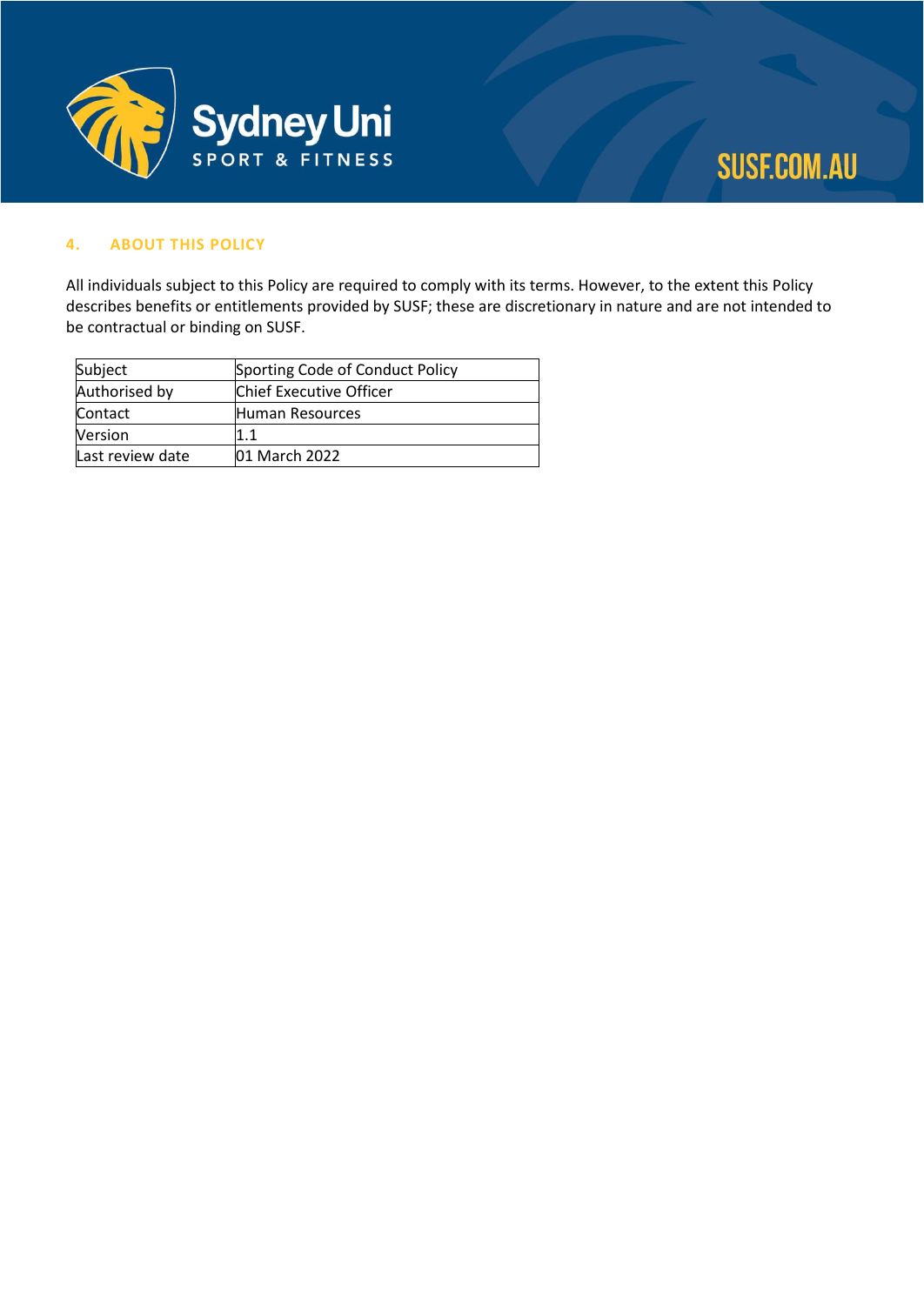## 4. ABOUT THIS POLICY

All individuals subject to this Policy are required to comply with its terms. However, to the extent this Policy describes benefits or entitlements provided by SUSF; these are discretionary in nature and are not intended to be contractual or binding on SUSF.

| | |
|---|---|
| Subject | Sporting Code of Conduct Policy |
| Authorised by | Chief Executive Officer |
| Contact | Human Resources |
| Version | 1.1 |
| Last review date | 01 March 2022 |